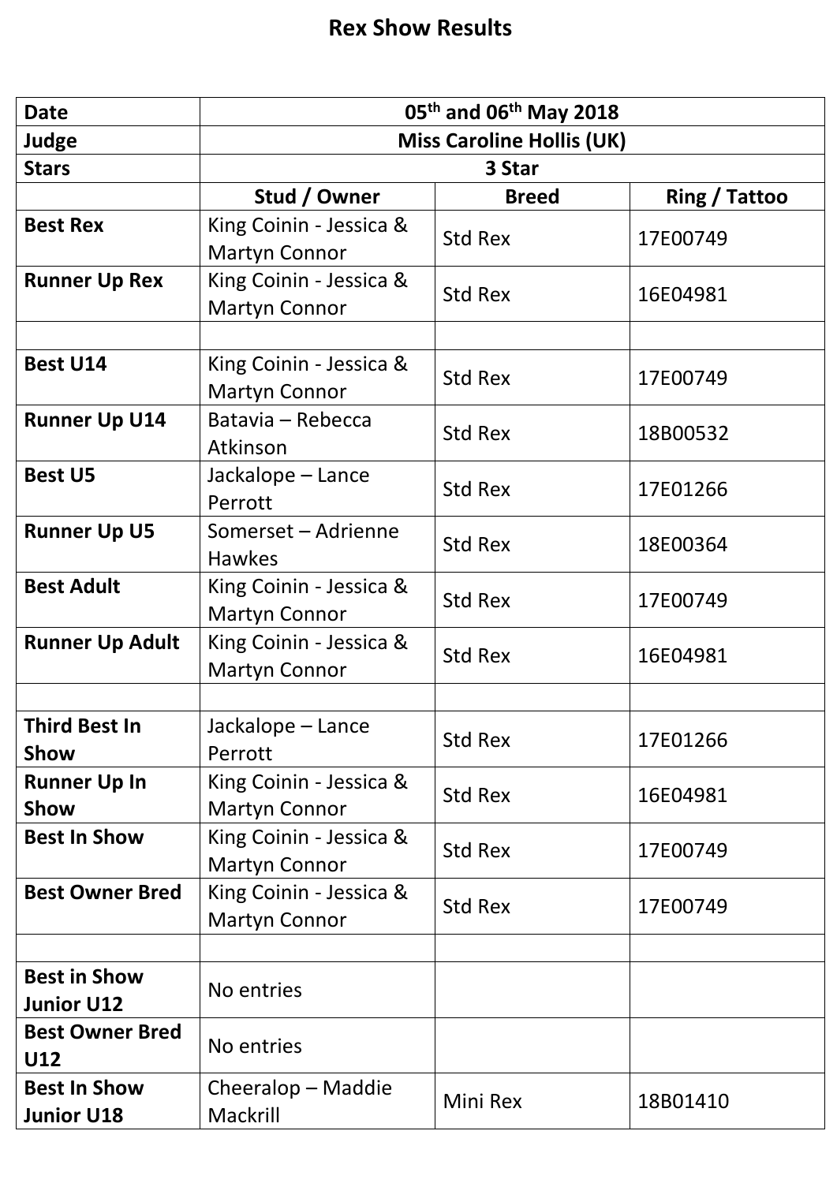# Rex Show Results

| Date | 05th and 06th May 2018 | | |
|---|---|---|---|
| Judge | Miss Caroline Hollis (UK) | | |
| Stars | 3 Star | | |
| | Stud / Owner | Breed | Ring / Tattoo |
| Best Rex | King Coinin - Jessica & Martyn Connor | Std Rex | 17E00749 |
| Runner Up Rex | King Coinin - Jessica & Martyn Connor | Std Rex | 16E04981 |
| | | | |
| Best U14 | King Coinin - Jessica & Martyn Connor | Std Rex | 17E00749 |
| Runner Up U14 | Batavia – Rebecca Atkinson | Std Rex | 18B00532 |
| Best U5 | Jackalope – Lance Perrott | Std Rex | 17E01266 |
| Runner Up U5 | Somerset – Adrienne Hawkes | Std Rex | 18E00364 |
| Best Adult | King Coinin - Jessica & Martyn Connor | Std Rex | 17E00749 |
| Runner Up Adult | King Coinin - Jessica & Martyn Connor | Std Rex | 16E04981 |
| | | | |
| Third Best In Show | Jackalope – Lance Perrott | Std Rex | 17E01266 |
| Runner Up In Show | King Coinin - Jessica & Martyn Connor | Std Rex | 16E04981 |
| Best In Show | King Coinin - Jessica & Martyn Connor | Std Rex | 17E00749 |
| Best Owner Bred | King Coinin - Jessica & Martyn Connor | Std Rex | 17E00749 |
| | | | |
| Best in Show Junior U12 | No entries | | |
| Best Owner Bred U12 | No entries | | |
| Best In Show Junior U18 | Cheeralop – Maddie Mackrill | Mini Rex | 18B01410 |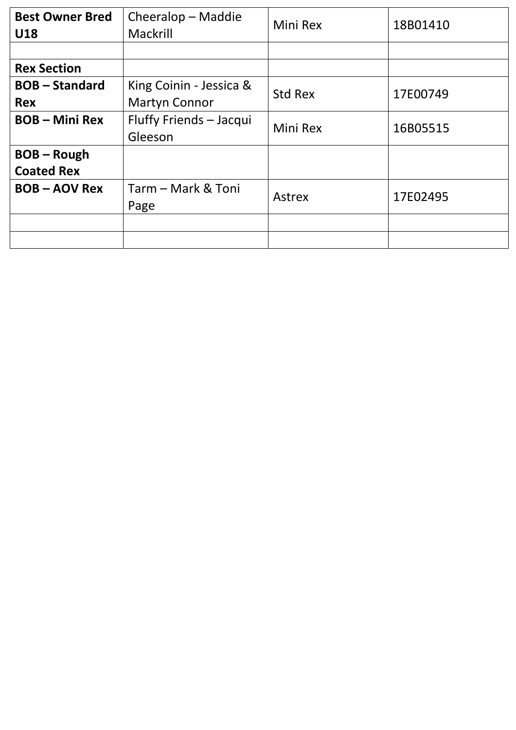| | | | |
|---|---|---|---|
| **Best Owner Bred U18** | Cheeralop – Maddie Mackrill | Mini Rex | 18B01410 |
| | | | |
| **Rex Section** | | | |
| **BOB – Standard Rex** | King Coinin - Jessica & Martyn Connor | Std Rex | 17E00749 |
| **BOB – Mini Rex** | Fluffy Friends – Jacqui Gleeson | Mini Rex | 16B05515 |
| **BOB – Rough Coated Rex** | | | |
| **BOB – AOV Rex** | Tarm – Mark & Toni Page | Astrex | 17E02495 |
| | | | |
| | | | |